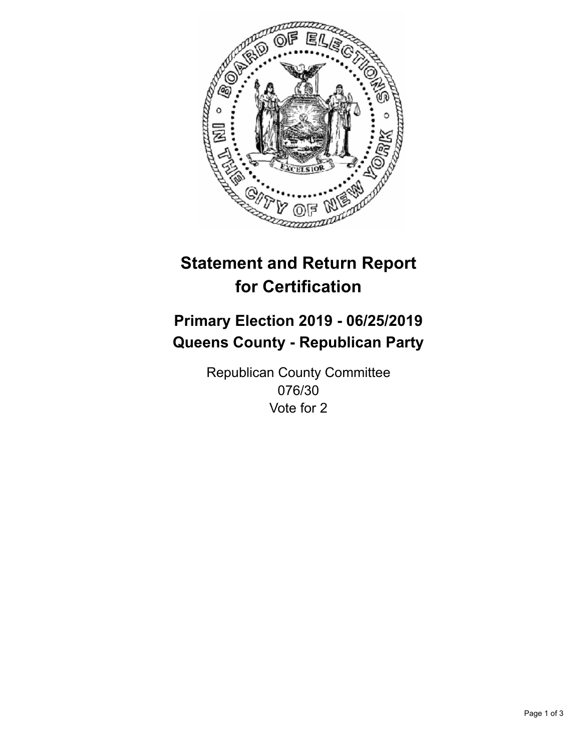# Statement and Return Report for Certification

## Primary Election 2019 - 06/25/2019
## Queens County - Republican Party

Republican County Committee
076/30
Vote for 2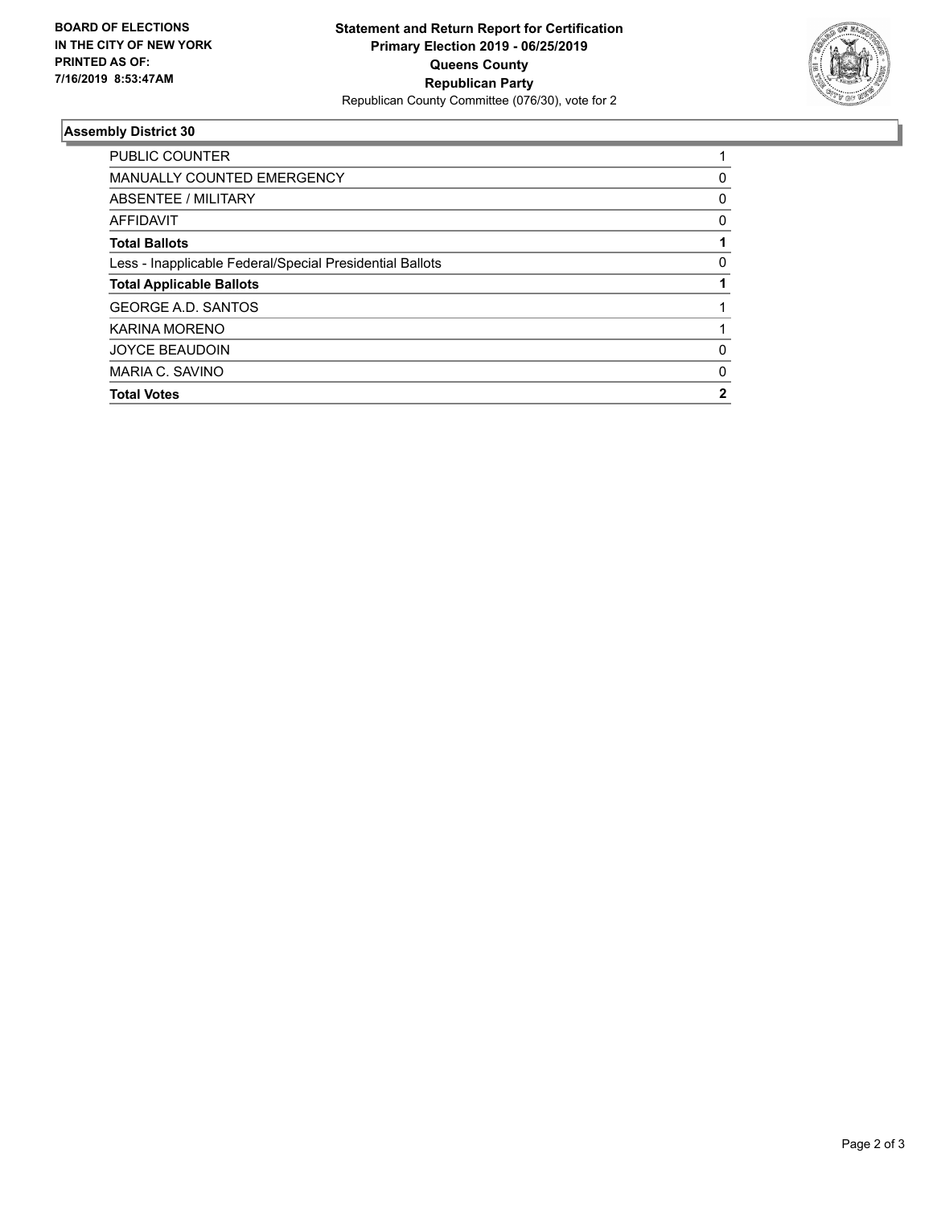**BOARD OF ELECTIONS IN THE CITY OF NEW YORK PRINTED AS OF: 7/16/2019 8:53:47AM**

**Statement and Return Report for Certification**
**Primary Election 2019 - 06/25/2019**
**Queens County**
**Republican Party**
Republican County Committee (076/30), vote for 2

### Assembly District 30

| | |
|---|---|
| PUBLIC COUNTER | 1 |
| MANUALLY COUNTED EMERGENCY | 0 |
| ABSENTEE / MILITARY | 0 |
| AFFIDAVIT | 0 |
| **Total Ballots** | **1** |
| Less - Inapplicable Federal/Special Presidential Ballots | 0 |
| **Total Applicable Ballots** | **1** |
| GEORGE A.D. SANTOS | 1 |
| KARINA MORENO | 1 |
| JOYCE BEAUDOIN | 0 |
| MARIA C. SAVINO | 0 |
| **Total Votes** | **2** |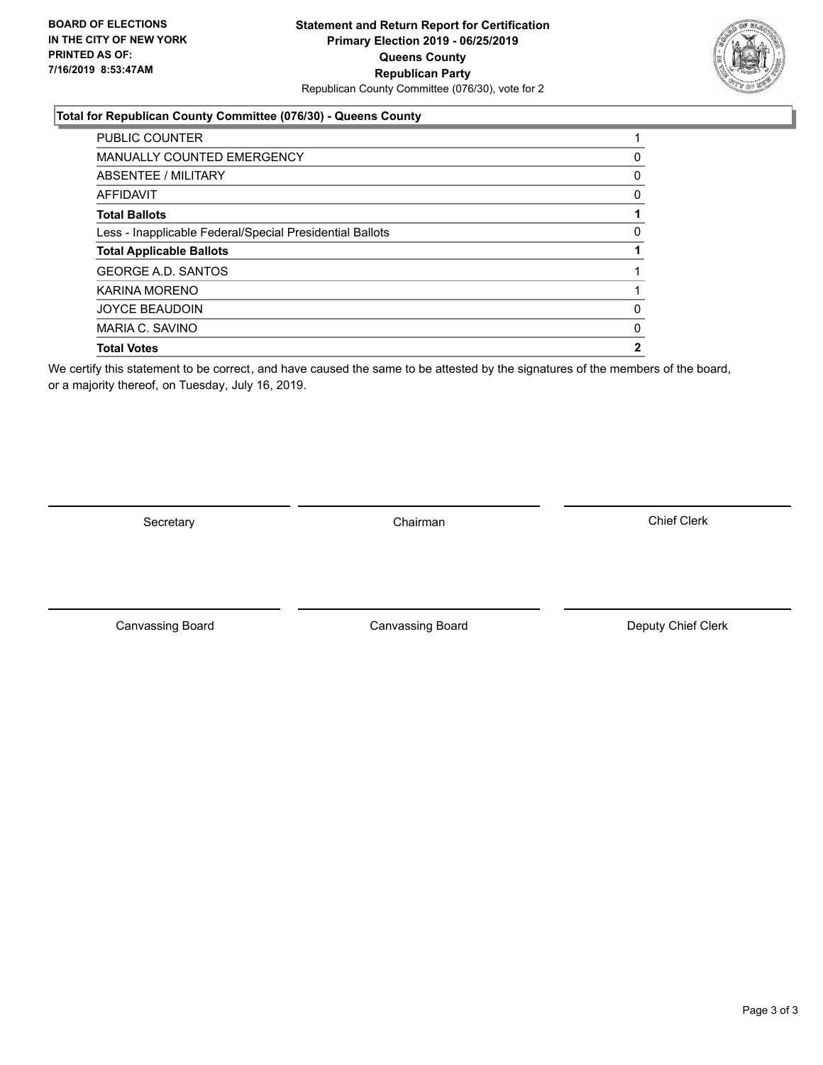**BOARD OF ELECTIONS IN THE CITY OF NEW YORK PRINTED AS OF: 7/16/2019 8:53:47AM**

**Statement and Return Report for Certification**
**Primary Election 2019 - 06/25/2019**
**Queens County**
**Republican Party**
Republican County Committee (076/30), vote for 2

**Total for Republican County Committee (076/30) - Queens County**

| | |
|---|---|
| PUBLIC COUNTER | 1 |
| MANUALLY COUNTED EMERGENCY | 0 |
| ABSENTEE / MILITARY | 0 |
| AFFIDAVIT | 0 |
| **Total Ballots** | **1** |
| Less - Inapplicable Federal/Special Presidential Ballots | 0 |
| **Total Applicable Ballots** | **1** |
| GEORGE A.D. SANTOS | 1 |
| KARINA MORENO | 1 |
| JOYCE BEAUDOIN | 0 |
| MARIA C. SAVINO | 0 |
| **Total Votes** | **2** |

We certify this statement to be correct, and have caused the same to be attested by the signatures of the members of the board, or a majority thereof, on Tuesday, July 16, 2019.

Secretary

Chairman

Chief Clerk

Canvassing Board

Canvassing Board

Deputy Chief Clerk